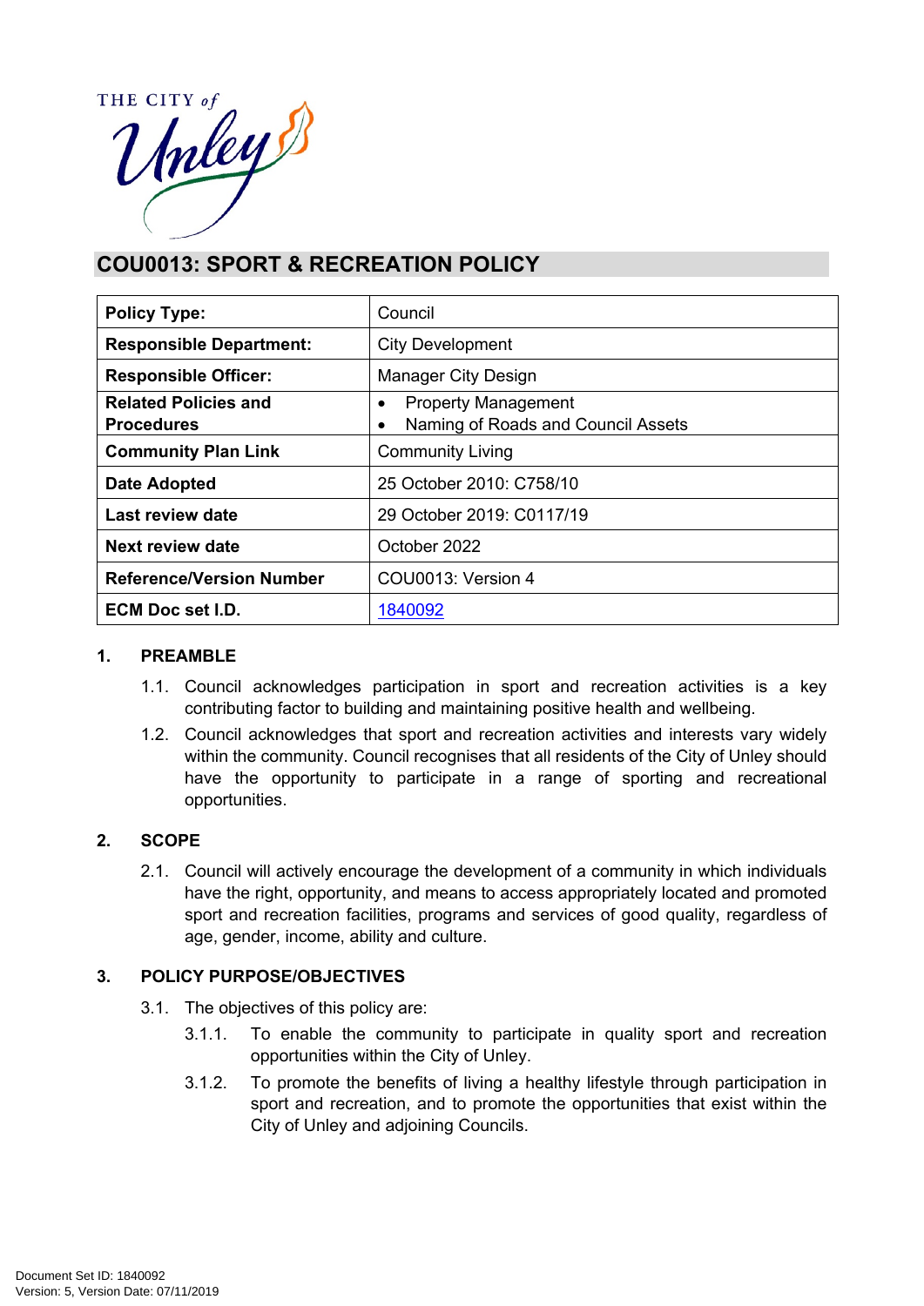THE CITY of Unley

# COU0013: SPORT & RECREATION POLICY

| | |
|---|---|
| **Policy Type:** | Council |
| **Responsible Department:** | City Development |
| **Responsible Officer:** | Manager City Design |
| **Related Policies and Procedures** | • Property Management<br>• Naming of Roads and Council Assets |
| **Community Plan Link** | Community Living |
| **Date Adopted** | 25 October 2010: C758/10 |
| **Last review date** | 29 October 2019: C0117/19 |
| **Next review date** | October 2022 |
| **Reference/Version Number** | COU0013: Version 4 |
| **ECM Doc set I.D.** | 1840092 |

## 1. PREAMBLE

1.1. Council acknowledges participation in sport and recreation activities is a key contributing factor to building and maintaining positive health and wellbeing.

1.2. Council acknowledges that sport and recreation activities and interests vary widely within the community. Council recognises that all residents of the City of Unley should have the opportunity to participate in a range of sporting and recreational opportunities.

## 2. SCOPE

2.1. Council will actively encourage the development of a community in which individuals have the right, opportunity, and means to access appropriately located and promoted sport and recreation facilities, programs and services of good quality, regardless of age, gender, income, ability and culture.

## 3. POLICY PURPOSE/OBJECTIVES

3.1. The objectives of this policy are:

3.1.1. To enable the community to participate in quality sport and recreation opportunities within the City of Unley.

3.1.2. To promote the benefits of living a healthy lifestyle through participation in sport and recreation, and to promote the opportunities that exist within the City of Unley and adjoining Councils.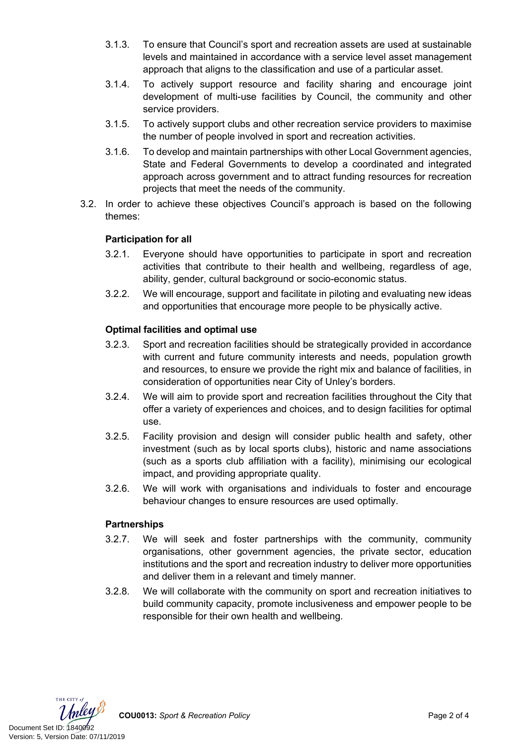3.1.3. To ensure that Council's sport and recreation assets are used at sustainable levels and maintained in accordance with a service level asset management approach that aligns to the classification and use of a particular asset.

3.1.4. To actively support resource and facility sharing and encourage joint development of multi-use facilities by Council, the community and other service providers.

3.1.5. To actively support clubs and other recreation service providers to maximise the number of people involved in sport and recreation activities.

3.1.6. To develop and maintain partnerships with other Local Government agencies, State and Federal Governments to develop a coordinated and integrated approach across government and to attract funding resources for recreation projects that meet the needs of the community.

3.2. In order to achieve these objectives Council's approach is based on the following themes:

**Participation for all**

3.2.1. Everyone should have opportunities to participate in sport and recreation activities that contribute to their health and wellbeing, regardless of age, ability, gender, cultural background or socio-economic status.

3.2.2. We will encourage, support and facilitate in piloting and evaluating new ideas and opportunities that encourage more people to be physically active.

**Optimal facilities and optimal use**

3.2.3. Sport and recreation facilities should be strategically provided in accordance with current and future community interests and needs, population growth and resources, to ensure we provide the right mix and balance of facilities, in consideration of opportunities near City of Unley's borders.

3.2.4. We will aim to provide sport and recreation facilities throughout the City that offer a variety of experiences and choices, and to design facilities for optimal use.

3.2.5. Facility provision and design will consider public health and safety, other investment (such as by local sports clubs), historic and name associations (such as a sports club affiliation with a facility), minimising our ecological impact, and providing appropriate quality.

3.2.6. We will work with organisations and individuals to foster and encourage behaviour changes to ensure resources are used optimally.

**Partnerships**

3.2.7. We will seek and foster partnerships with the community, community organisations, other government agencies, the private sector, education institutions and the sport and recreation industry to deliver more opportunities and deliver them in a relevant and timely manner.

3.2.8. We will collaborate with the community on sport and recreation initiatives to build community capacity, promote inclusiveness and empower people to be responsible for their own health and wellbeing.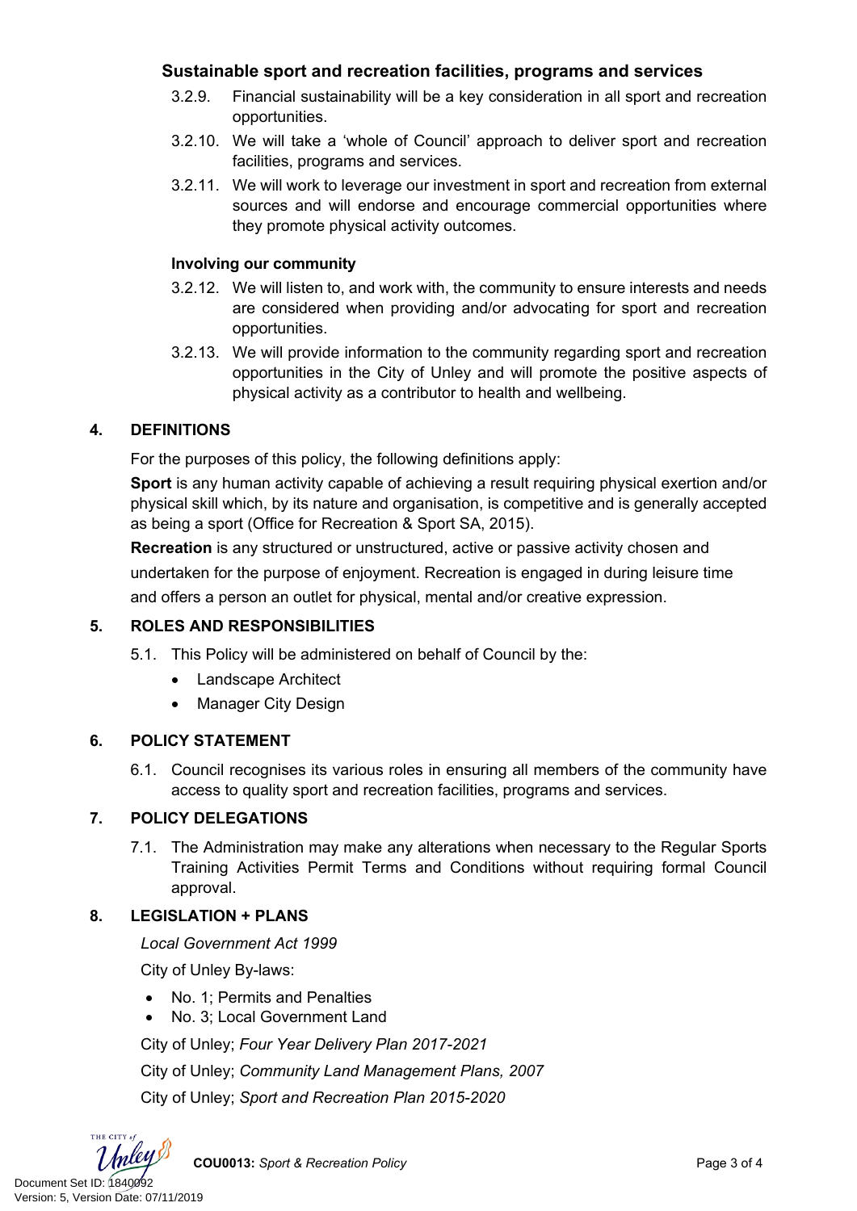### Sustainable sport and recreation facilities, programs and services

3.2.9. Financial sustainability will be a key consideration in all sport and recreation opportunities.

3.2.10. We will take a 'whole of Council' approach to deliver sport and recreation facilities, programs and services.

3.2.11. We will work to leverage our investment in sport and recreation from external sources and will endorse and encourage commercial opportunities where they promote physical activity outcomes.

**Involving our community**

3.2.12. We will listen to, and work with, the community to ensure interests and needs are considered when providing and/or advocating for sport and recreation opportunities.

3.2.13. We will provide information to the community regarding sport and recreation opportunities in the City of Unley and will promote the positive aspects of physical activity as a contributor to health and wellbeing.

## 4. DEFINITIONS

For the purposes of this policy, the following definitions apply:

**Sport** is any human activity capable of achieving a result requiring physical exertion and/or physical skill which, by its nature and organisation, is competitive and is generally accepted as being a sport (Office for Recreation & Sport SA, 2015).

**Recreation** is any structured or unstructured, active or passive activity chosen and undertaken for the purpose of enjoyment. Recreation is engaged in during leisure time and offers a person an outlet for physical, mental and/or creative expression.

## 5. ROLES AND RESPONSIBILITIES

5.1. This Policy will be administered on behalf of Council by the:

- Landscape Architect
- Manager City Design

## 6. POLICY STATEMENT

6.1. Council recognises its various roles in ensuring all members of the community have access to quality sport and recreation facilities, programs and services.

## 7. POLICY DELEGATIONS

7.1. The Administration may make any alterations when necessary to the Regular Sports Training Activities Permit Terms and Conditions without requiring formal Council approval.

## 8. LEGISLATION + PLANS

*Local Government Act 1999*

City of Unley By-laws:

- No. 1; Permits and Penalties
- No. 3; Local Government Land

City of Unley; *Four Year Delivery Plan 2017-2021*

City of Unley; *Community Land Management Plans, 2007*

City of Unley; *Sport and Recreation Plan 2015-2020*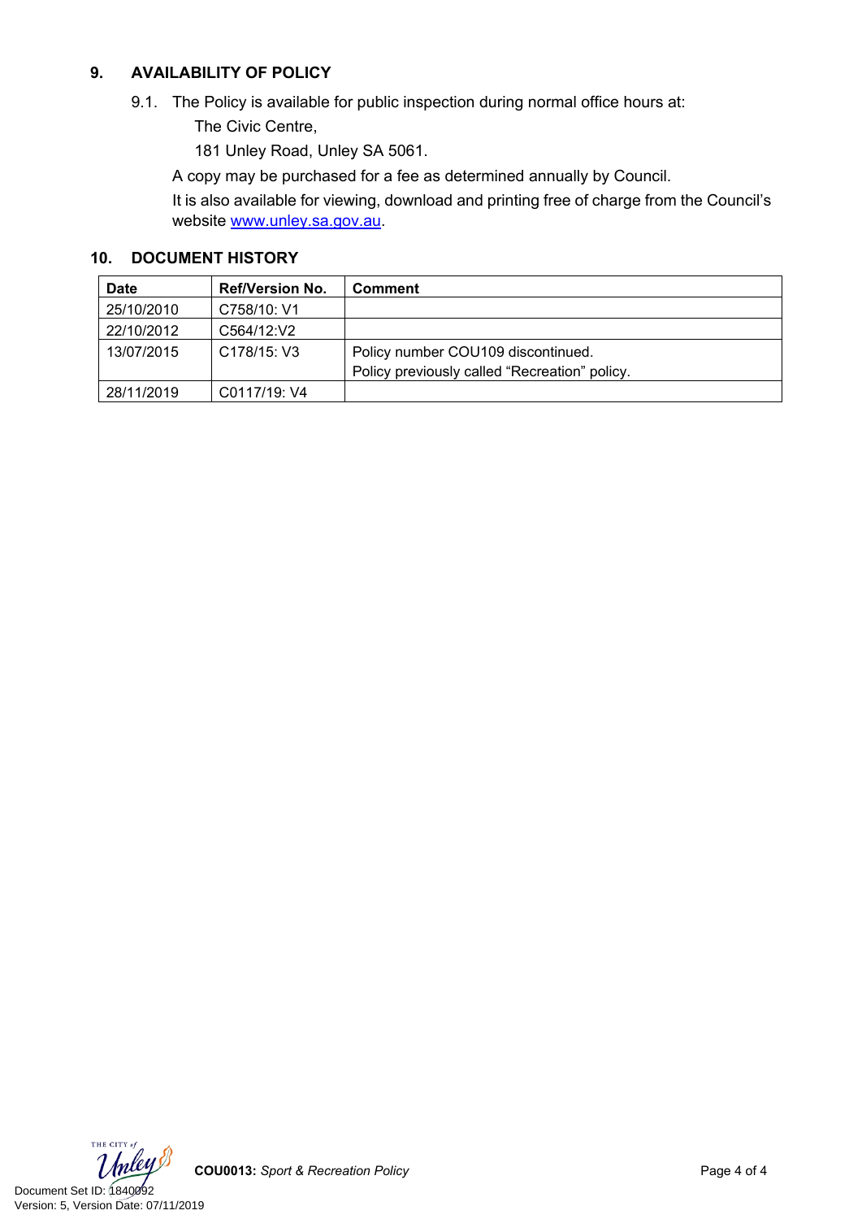## 9. AVAILABILITY OF POLICY

9.1. The Policy is available for public inspection during normal office hours at:

The Civic Centre,

181 Unley Road, Unley SA 5061.

A copy may be purchased for a fee as determined annually by Council.

It is also available for viewing, download and printing free of charge from the Council's website www.unley.sa.gov.au.

## 10. DOCUMENT HISTORY

| Date | Ref/Version No. | Comment |
| --- | --- | --- |
| 25/10/2010 | C758/10: V1 | |
| 22/10/2012 | C564/12:V2 | |
| 13/07/2015 | C178/15: V3 | Policy number COU109 discontinued.<br>Policy previously called "Recreation" policy. |
| 28/11/2019 | C0117/19: V4 | |